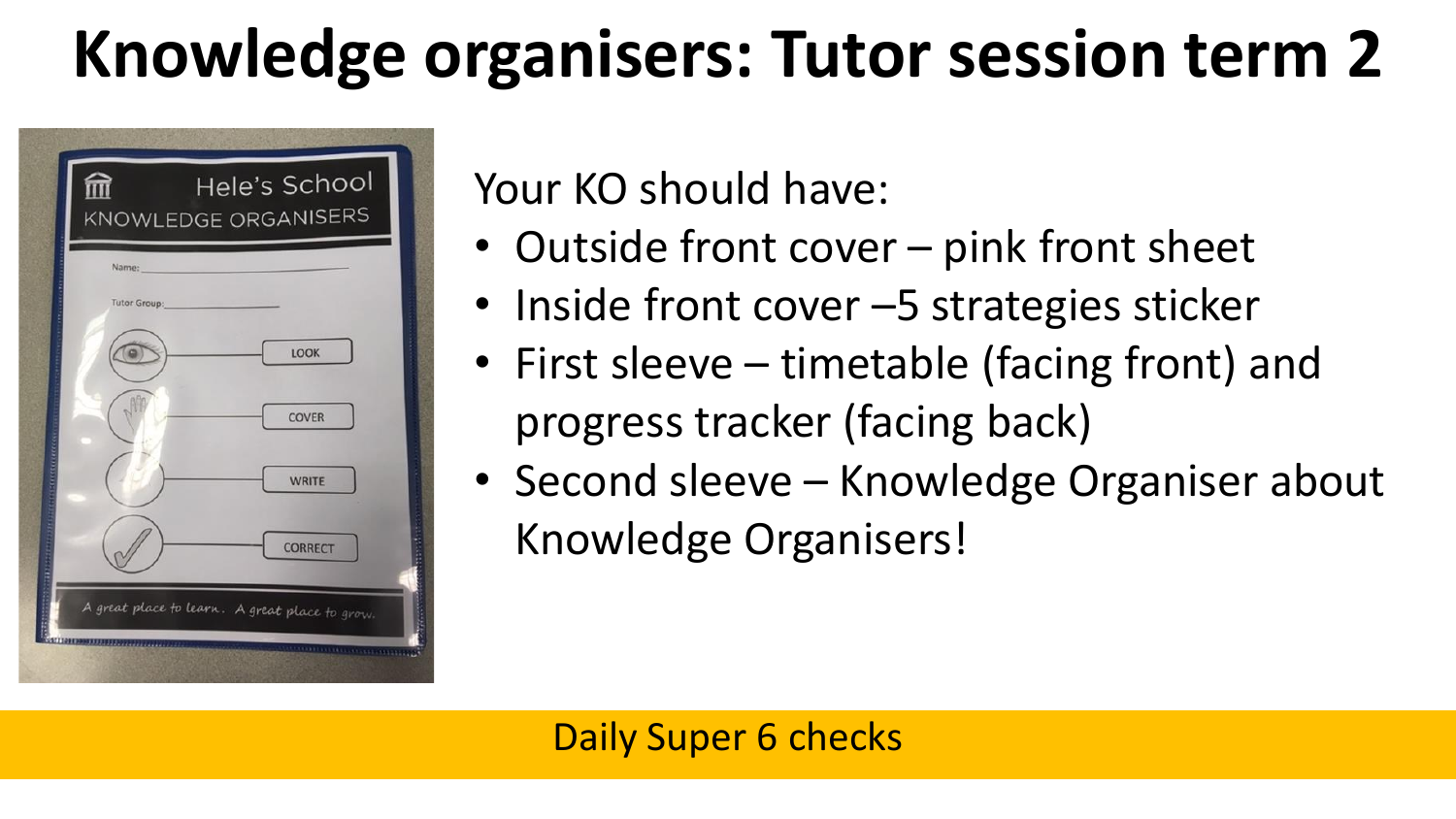# Knowledge organisers: Tutor session term 2

Your KO should have:

- Outside front cover – pink front sheet
- Inside front cover –5 strategies sticker
- First sleeve – timetable (facing front) and progress tracker (facing back)
- Second sleeve – Knowledge Organiser about Knowledge Organisers!

Daily Super 6 checks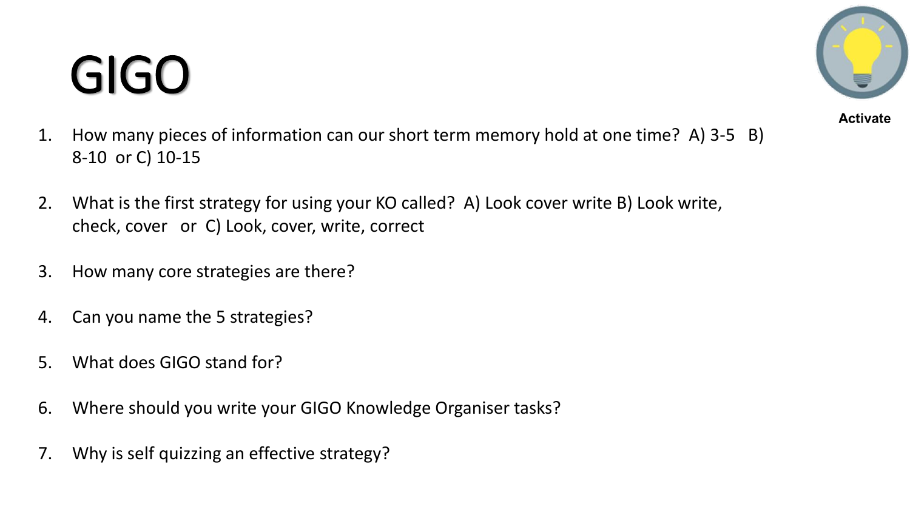# GIGO

Activate

1. How many pieces of information can our short term memory hold at one time? A) 3-5 B) 8-10 or C) 10-15

2. What is the first strategy for using your KO called? A) Look cover write B) Look write, check, cover or C) Look, cover, write, correct

3. How many core strategies are there?

4. Can you name the 5 strategies?

5. What does GIGO stand for?

6. Where should you write your GIGO Knowledge Organiser tasks?

7. Why is self quizzing an effective strategy?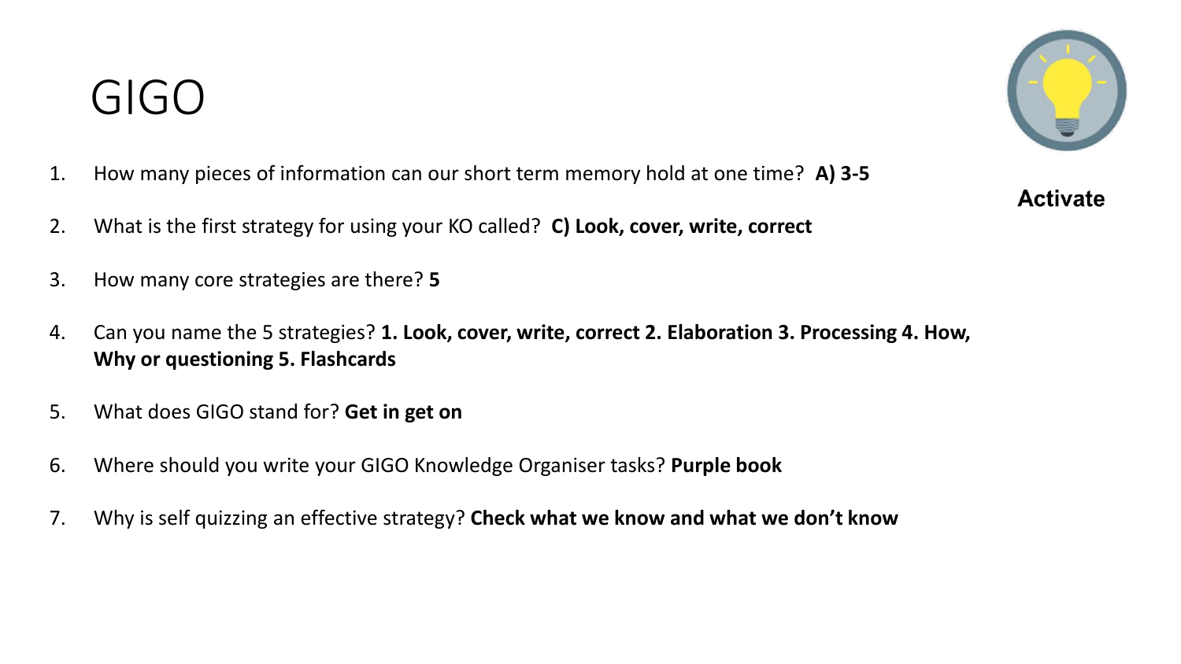# GIGO

Activate

1. How many pieces of information can our short term memory hold at one time? **A) 3-5**
2. What is the first strategy for using your KO called? **C) Look, cover, write, correct**
3. How many core strategies are there? **5**
4. Can you name the 5 strategies? **1. Look, cover, write, correct 2. Elaboration 3. Processing 4. How, Why or questioning 5. Flashcards**
5. What does GIGO stand for? **Get in get on**
6. Where should you write your GIGO Knowledge Organiser tasks? **Purple book**
7. Why is self quizzing an effective strategy? **Check what we know and what we don't know**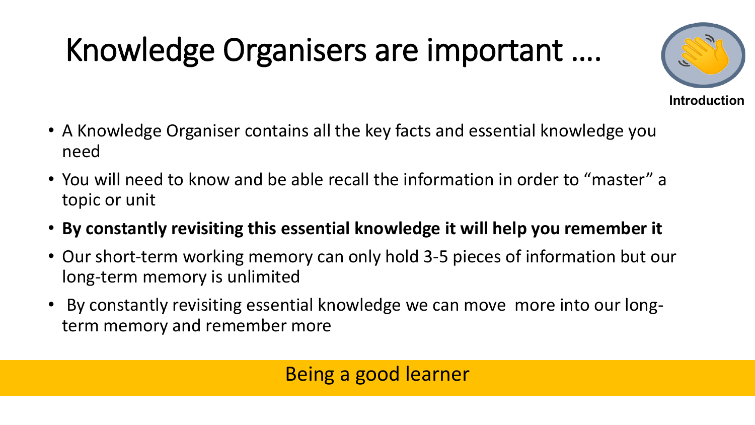# Knowledge Organisers are important ….

Introduction

- A Knowledge Organiser contains all the key facts and essential knowledge you need
- You will need to know and be able recall the information in order to "master" a topic or unit
- **By constantly revisiting this essential knowledge it will help you remember it**
- Our short-term working memory can only hold 3-5 pieces of information but our long-term memory is unlimited
- By constantly revisiting essential knowledge we can move more into our long-term memory and remember more

Being a good learner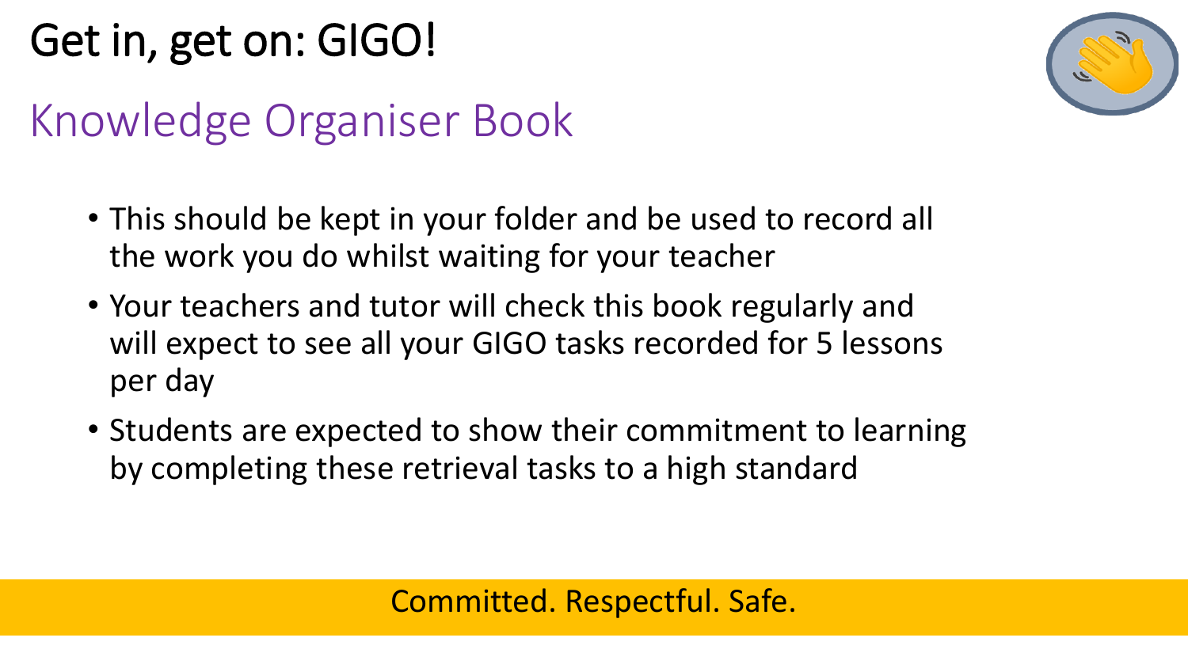# Get in, get on: GIGO!

## Knowledge Organiser Book

- This should be kept in your folder and be used to record all the work you do whilst waiting for your teacher
- Your teachers and tutor will check this book regularly and will expect to see all your GIGO tasks recorded for 5 lessons per day
- Students are expected to show their commitment to learning by completing these retrieval tasks to a high standard

Committed. Respectful. Safe.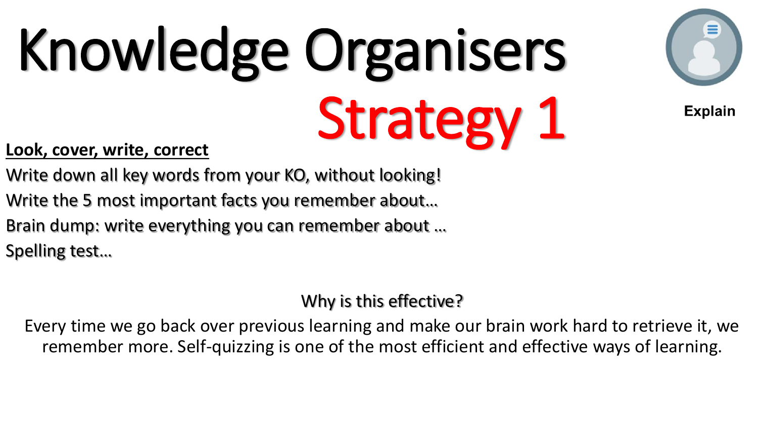# Knowledge Organisers

## Strategy 1

Explain

**Look, cover, write, correct**

Write down all key words from your KO, without looking!

Write the 5 most important facts you remember about…

Brain dump: write everything you can remember about …

Spelling test…

Why is this effective?

Every time we go back over previous learning and make our brain work hard to retrieve it, we remember more. Self-quizzing is one of the most efficient and effective ways of learning.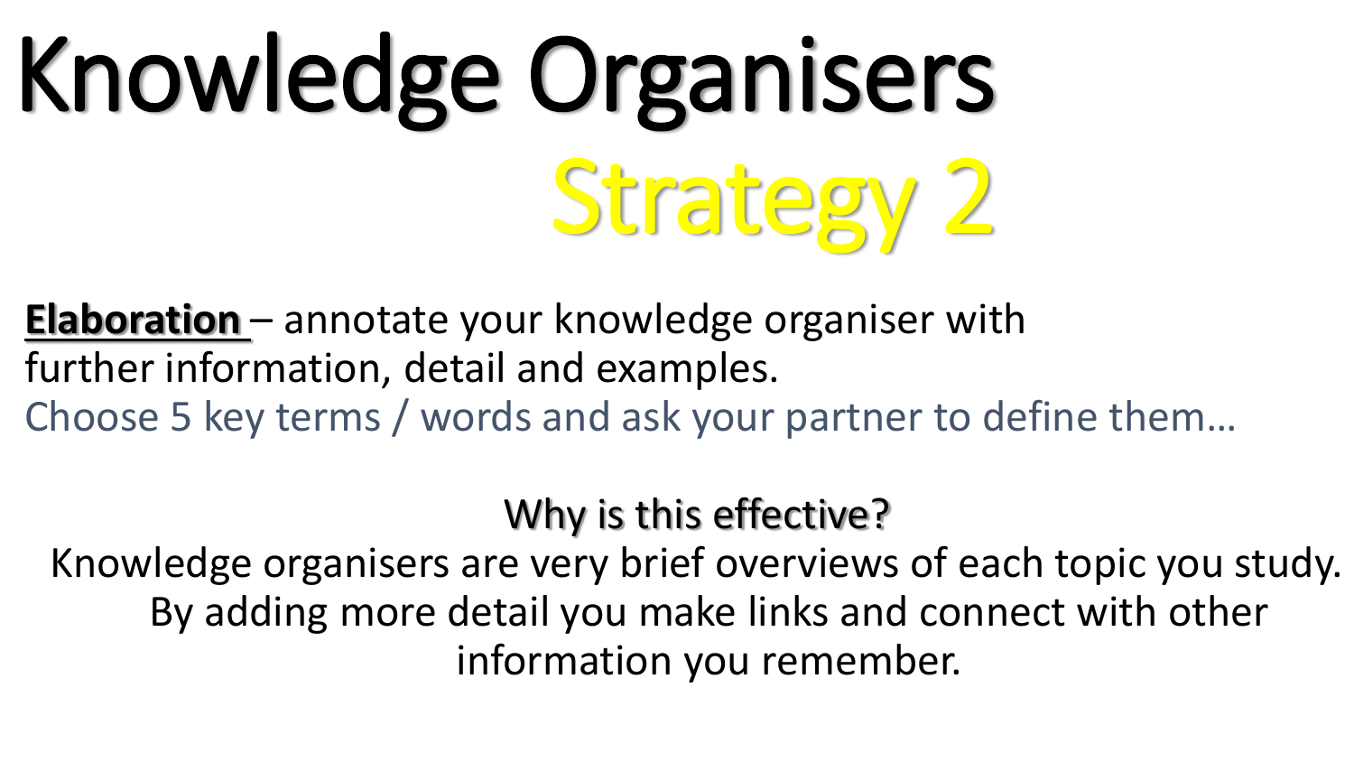# Knowledge Organisers

## Strategy 2

**Elaboration** – annotate your knowledge organiser with further information, detail and examples.

Choose 5 key terms / words and ask your partner to define them…

### Why is this effective?

Knowledge organisers are very brief overviews of each topic you study. By adding more detail you make links and connect with other information you remember.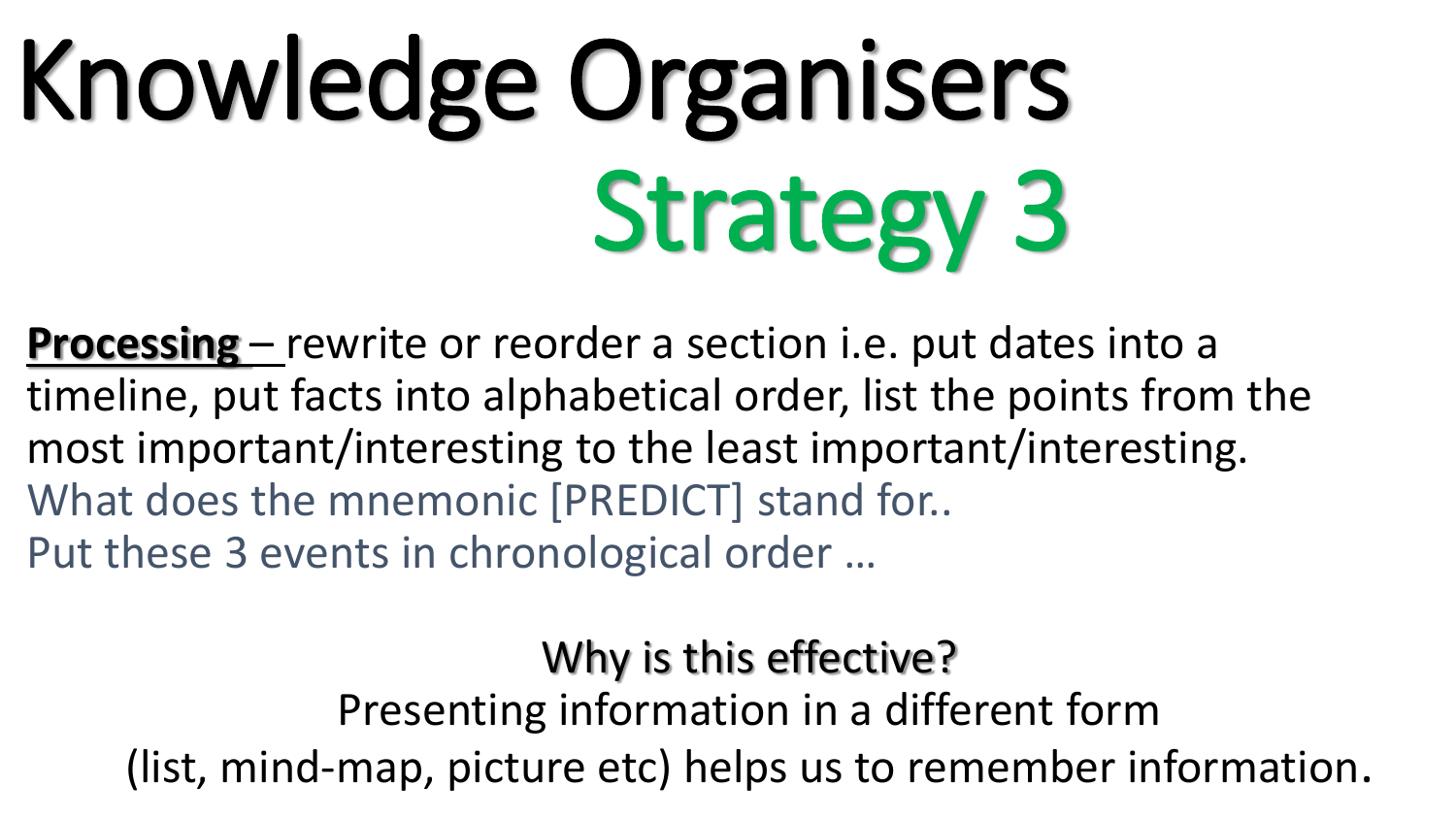# Knowledge Organisers

## Strategy 3

**Processing** – rewrite or reorder a section i.e. put dates into a timeline, put facts into alphabetical order, list the points from the most important/interesting to the least important/interesting.

What does the mnemonic [PREDICT] stand for..

Put these 3 events in chronological order …

Why is this effective?

Presenting information in a different form (list, mind-map, picture etc) helps us to remember information.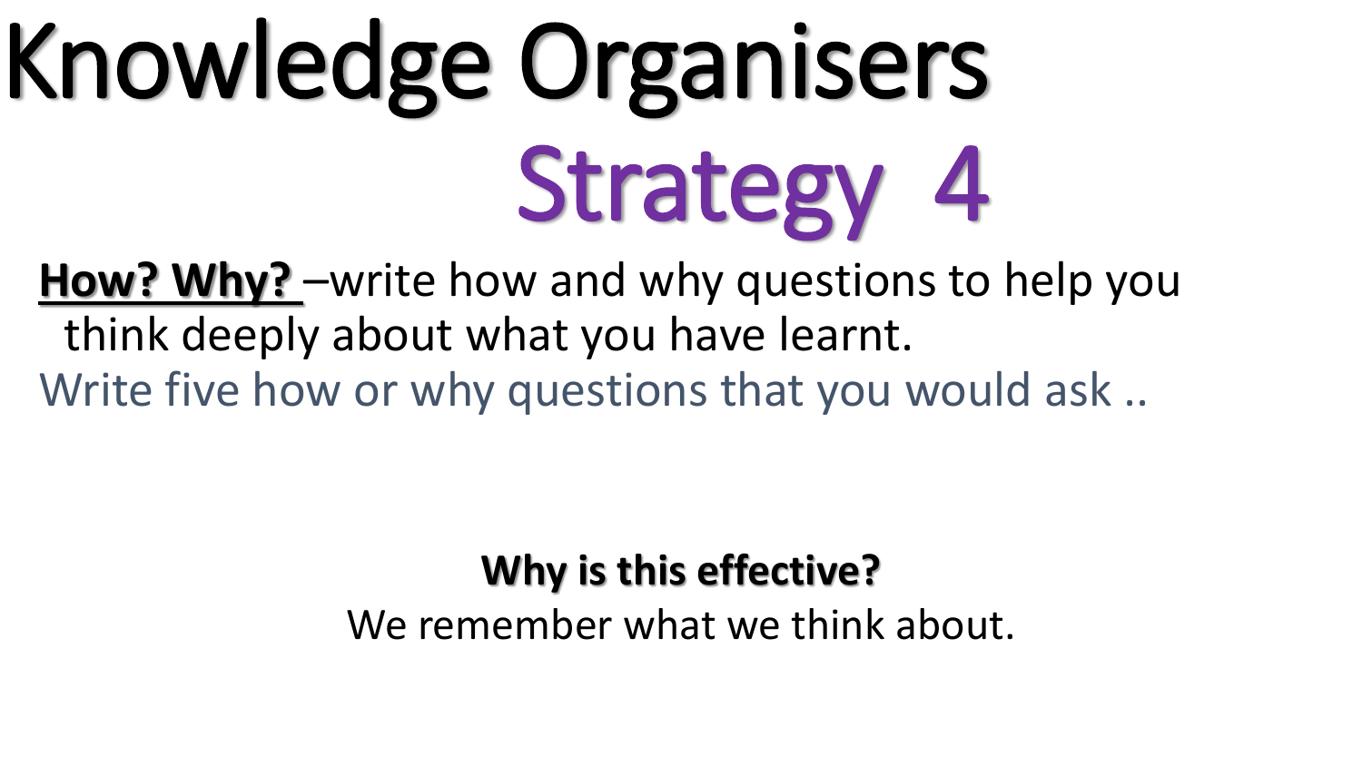# Knowledge Organisers

## Strategy 4

**How? Why?** –write how and why questions to help you think deeply about what you have learnt.

Write five how or why questions that you would ask ..

**Why is this effective?**

We remember what we think about.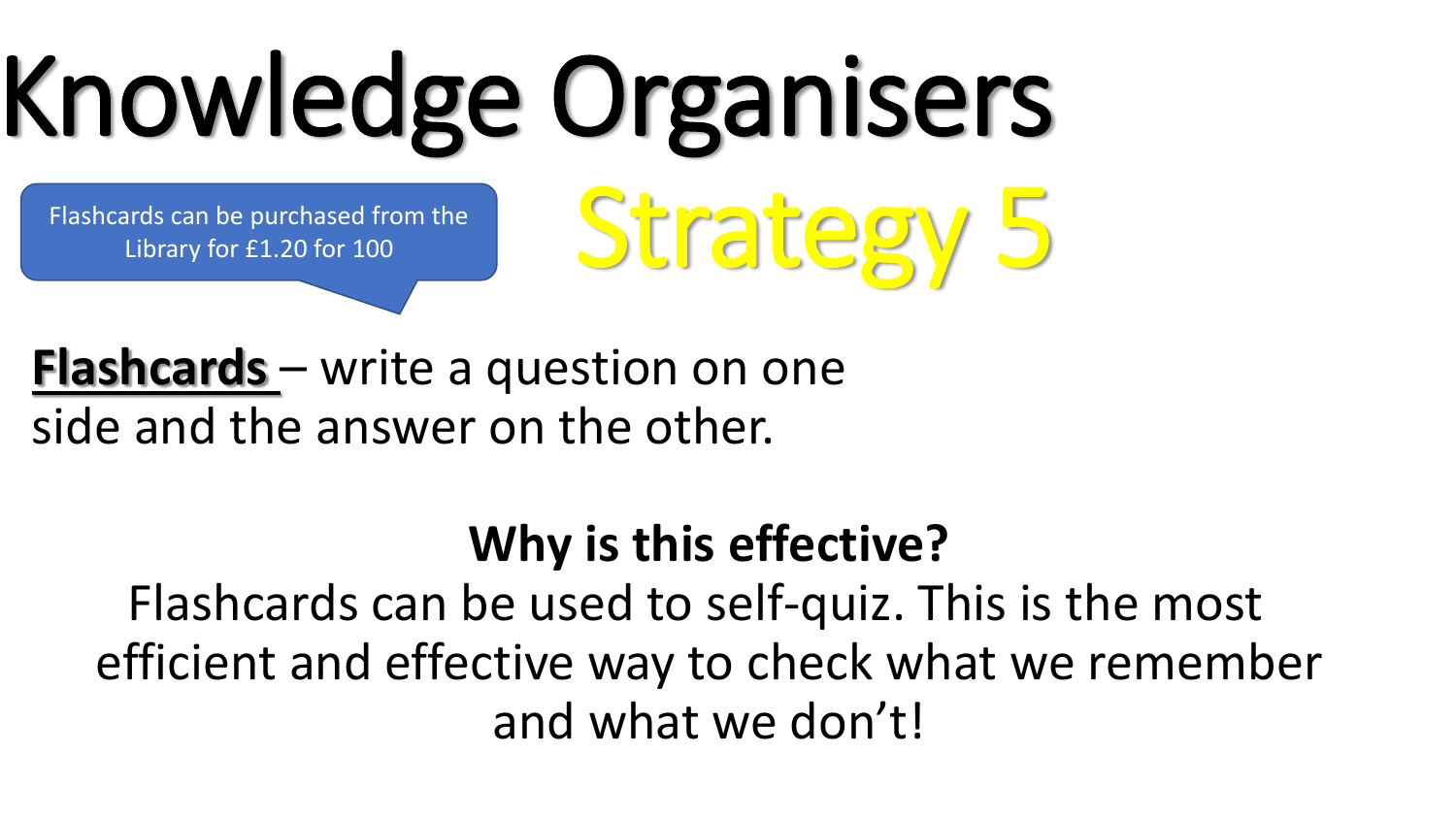# Knowledge Organisers

Flashcards can be purchased from the Library for £1.20 for 100

## Strategy 5

**Flashcards** – write a question on one side and the answer on the other.

**Why is this effective?**

Flashcards can be used to self-quiz. This is the most efficient and effective way to check what we remember and what we don't!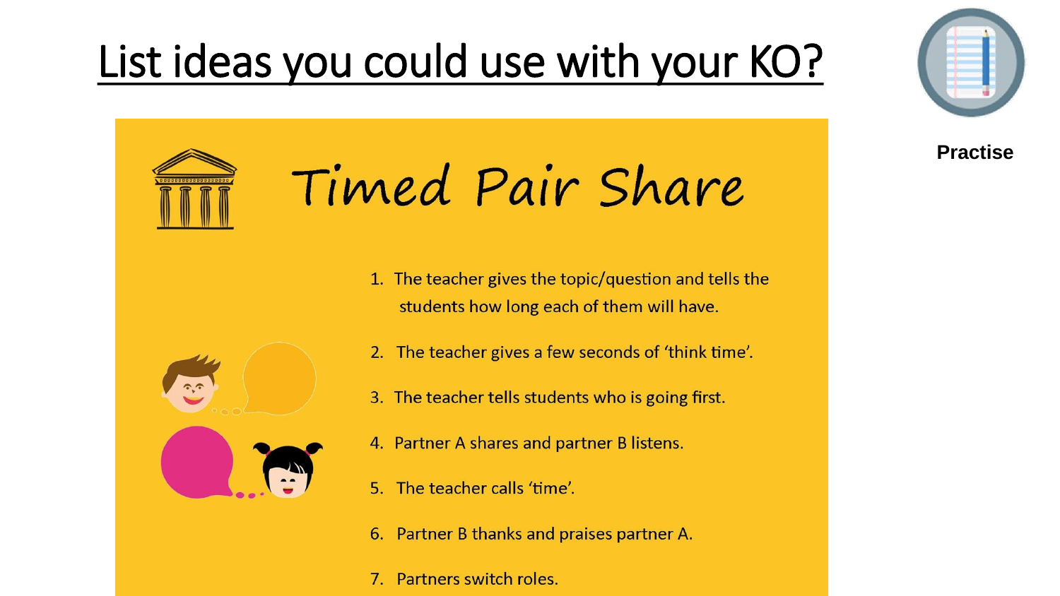# List ideas you could use with your KO?

**Practise**

## Timed Pair Share

1. The teacher gives the topic/question and tells the students how long each of them will have.
2. The teacher gives a few seconds of 'think time'.
3. The teacher tells students who is going first.
4. Partner A shares and partner B listens.
5. The teacher calls 'time'.
6. Partner B thanks and praises partner A.
7. Partners switch roles.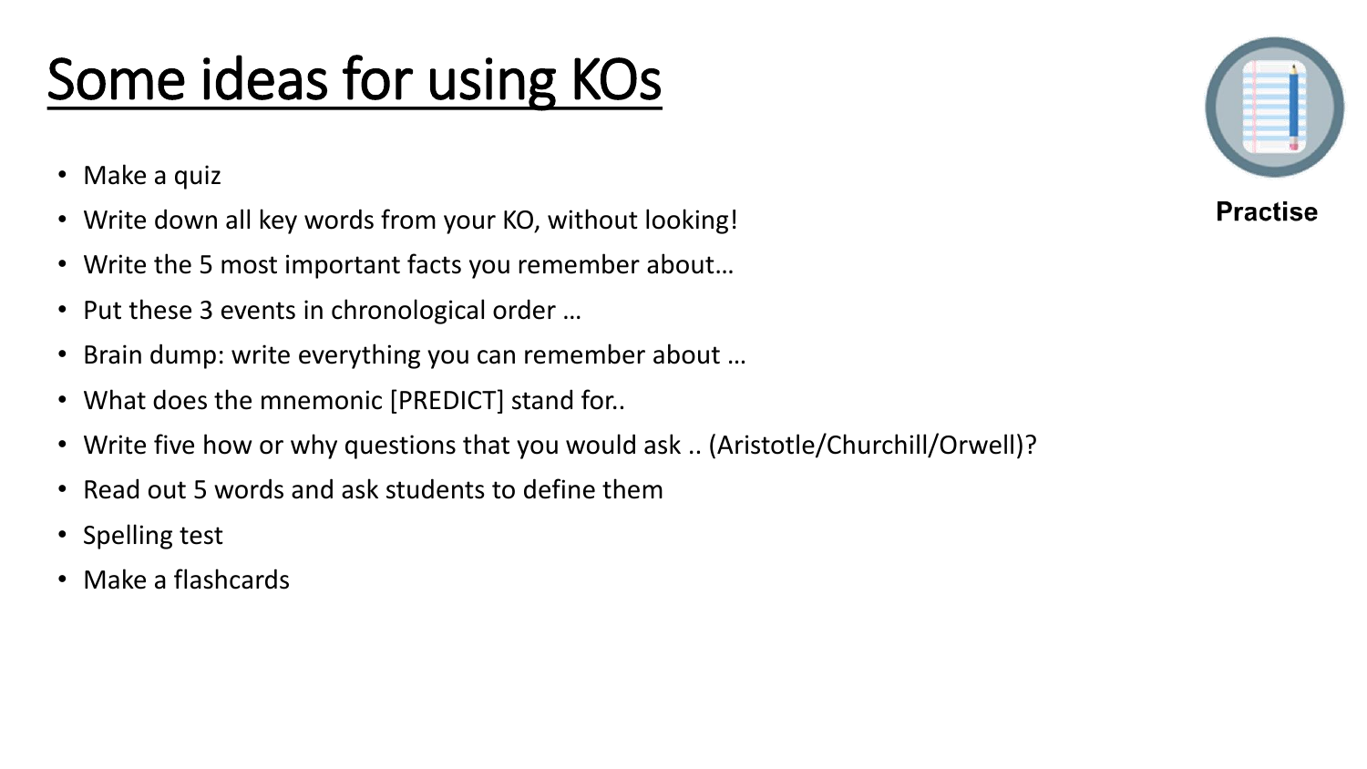# Some ideas for using KOs

- Make a quiz
- Write down all key words from your KO, without looking!
- Write the 5 most important facts you remember about…
- Put these 3 events in chronological order …
- Brain dump: write everything you can remember about …
- What does the mnemonic [PREDICT] stand for..
- Write five how or why questions that you would ask .. (Aristotle/Churchill/Orwell)?
- Read out 5 words and ask students to define them
- Spelling test
- Make a flashcards

**Practise**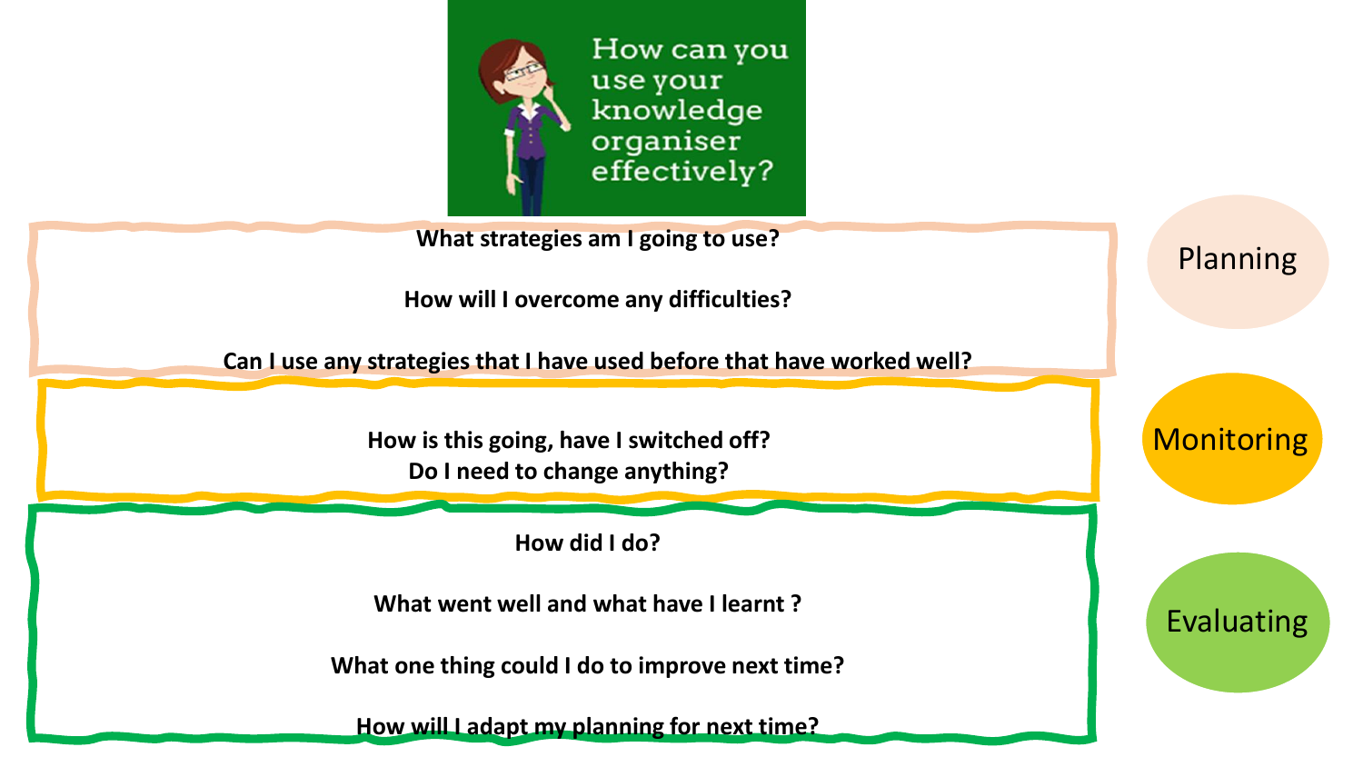# How can you use your knowledge organiser effectively?

## Planning

**What strategies am I going to use?**

**How will I overcome any difficulties?**

**Can I use any strategies that I have used before that have worked well?**

## Monitoring

**How is this going, have I switched off?**
**Do I need to change anything?**

## Evaluating

**How did I do?**

**What went well and what have I learnt ?**

**What one thing could I do to improve next time?**

**How will I adapt my planning for next time?**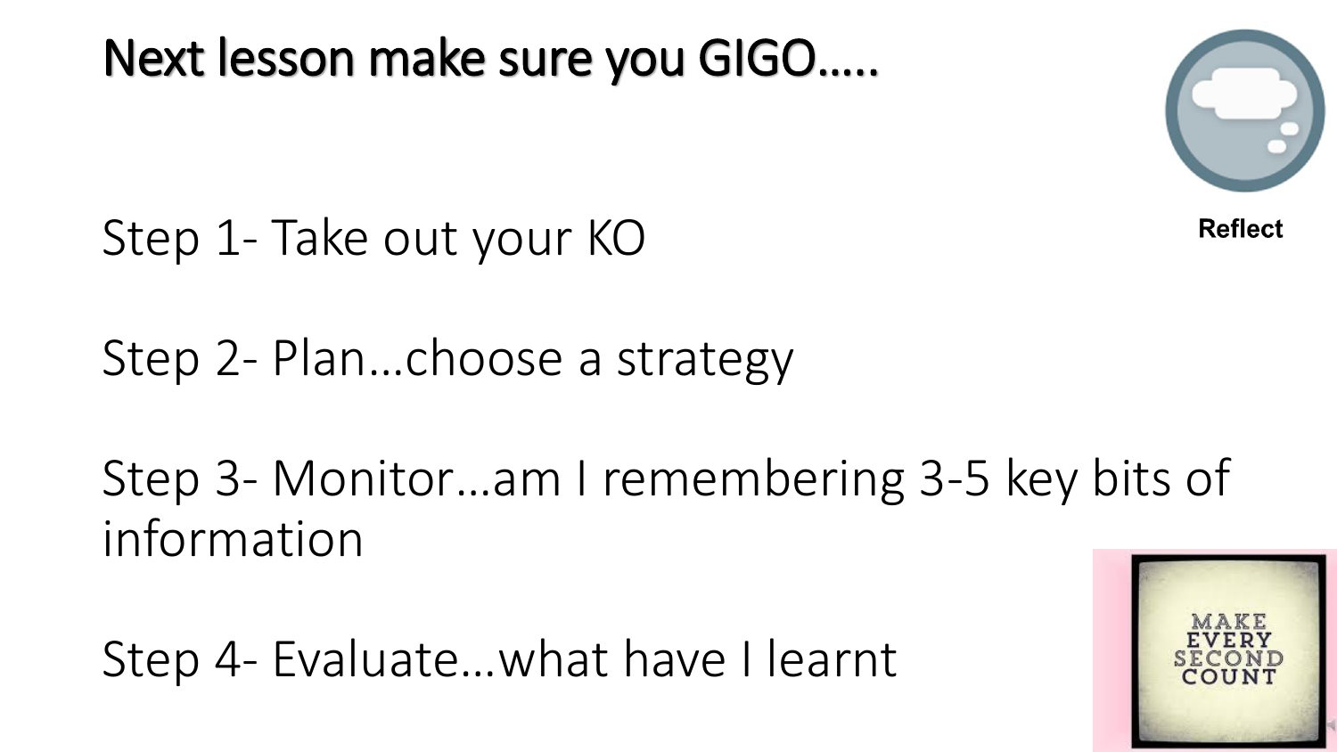# Next lesson make sure you GIGO…..

Reflect

Step 1- Take out your KO

Step 2- Plan…choose a strategy

Step 3- Monitor…am I remembering 3-5 key bits of information

Step 4- Evaluate…what have I learnt

MAKE EVERY SECOND COUNT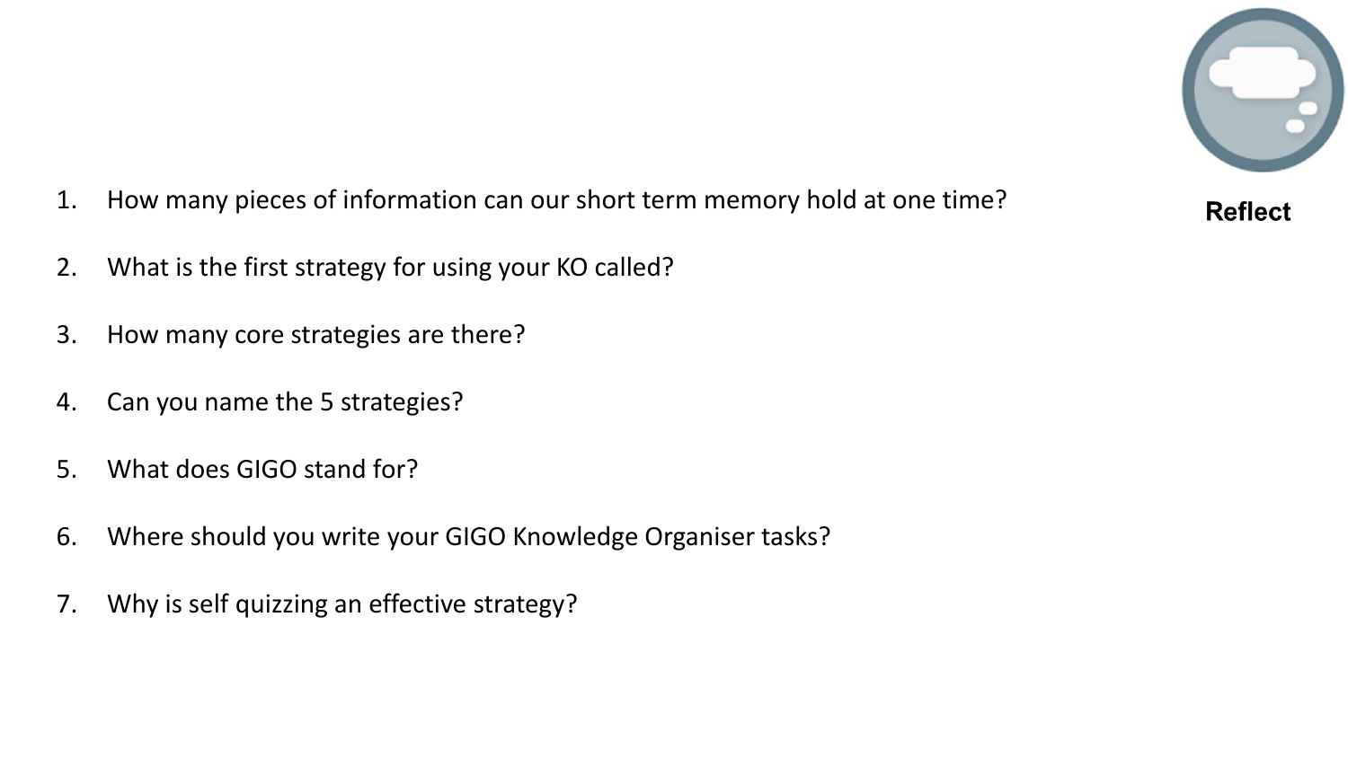Reflect

1. How many pieces of information can our short term memory hold at one time?
2. What is the first strategy for using your KO called?
3. How many core strategies are there?
4. Can you name the 5 strategies?
5. What does GIGO stand for?
6. Where should you write your GIGO Knowledge Organiser tasks?
7. Why is self quizzing an effective strategy?